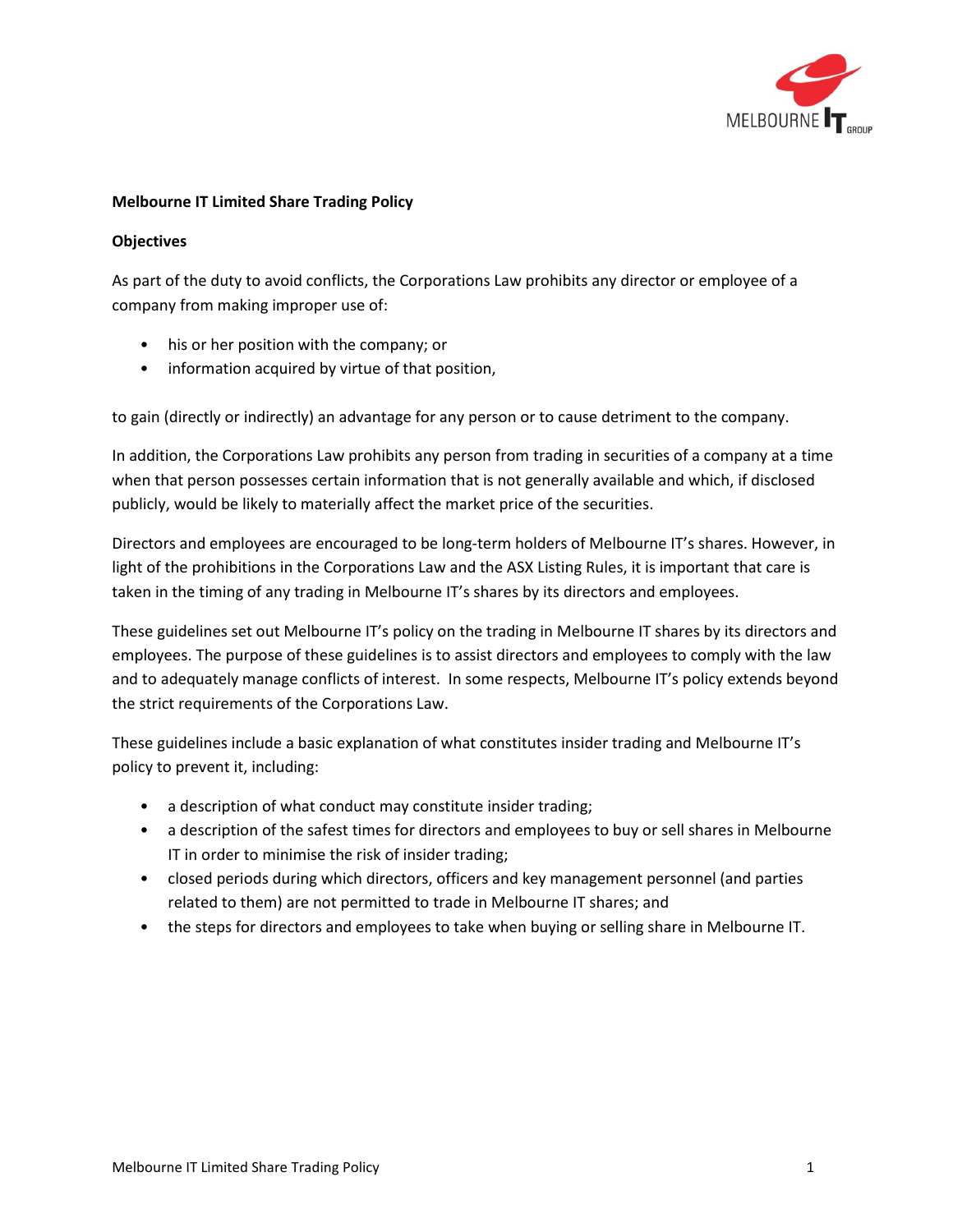**Melbourne IT Limited Share Trading Policy**

**Objectives**

As part of the duty to avoid conflicts, the Corporations Law prohibits any director or employee of a company from making improper use of:

- his or her position with the company; or
- information acquired by virtue of that position,

to gain (directly or indirectly) an advantage for any person or to cause detriment to the company.

In addition, the Corporations Law prohibits any person from trading in securities of a company at a time when that person possesses certain information that is not generally available and which, if disclosed publicly, would be likely to materially affect the market price of the securities.

Directors and employees are encouraged to be long-term holders of Melbourne IT's shares. However, in light of the prohibitions in the Corporations Law and the ASX Listing Rules, it is important that care is taken in the timing of any trading in Melbourne IT's shares by its directors and employees.

These guidelines set out Melbourne IT's policy on the trading in Melbourne IT shares by its directors and employees. The purpose of these guidelines is to assist directors and employees to comply with the law and to adequately manage conflicts of interest. In some respects, Melbourne IT's policy extends beyond the strict requirements of the Corporations Law.

These guidelines include a basic explanation of what constitutes insider trading and Melbourne IT's policy to prevent it, including:

- a description of what conduct may constitute insider trading;
- a description of the safest times for directors and employees to buy or sell shares in Melbourne IT in order to minimise the risk of insider trading;
- closed periods during which directors, officers and key management personnel (and parties related to them) are not permitted to trade in Melbourne IT shares; and
- the steps for directors and employees to take when buying or selling share in Melbourne IT.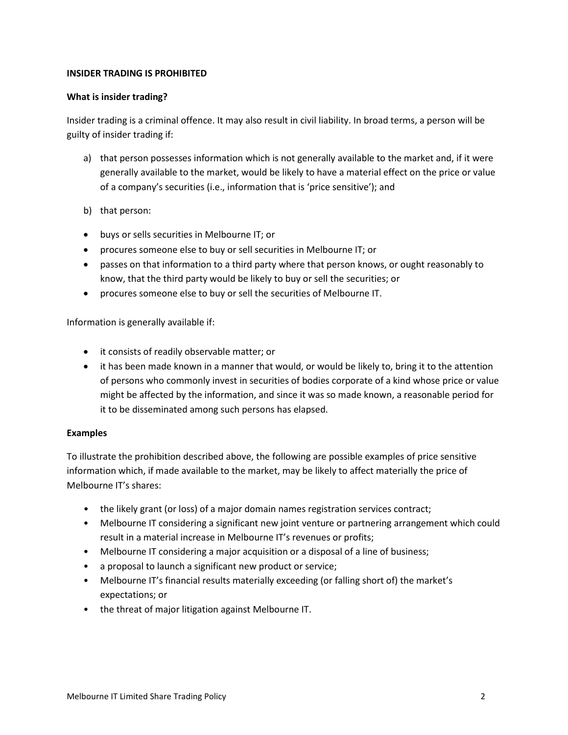**INSIDER TRADING IS PROHIBITED**

**What is insider trading?**

Insider trading is a criminal offence. It may also result in civil liability. In broad terms, a person will be guilty of insider trading if:

a) that person possesses information which is not generally available to the market and, if it were generally available to the market, would be likely to have a material effect on the price or value of a company's securities (i.e., information that is 'price sensitive'); and

b) that person:

- buys or sells securities in Melbourne IT; or
- procures someone else to buy or sell securities in Melbourne IT; or
- passes on that information to a third party where that person knows, or ought reasonably to know, that the third party would be likely to buy or sell the securities; or
- procures someone else to buy or sell the securities of Melbourne IT.

Information is generally available if:

- it consists of readily observable matter; or
- it has been made known in a manner that would, or would be likely to, bring it to the attention of persons who commonly invest in securities of bodies corporate of a kind whose price or value might be affected by the information, and since it was so made known, a reasonable period for it to be disseminated among such persons has elapsed.

**Examples**

To illustrate the prohibition described above, the following are possible examples of price sensitive information which, if made available to the market, may be likely to affect materially the price of Melbourne IT's shares:

- the likely grant (or loss) of a major domain names registration services contract;
- Melbourne IT considering a significant new joint venture or partnering arrangement which could result in a material increase in Melbourne IT's revenues or profits;
- Melbourne IT considering a major acquisition or a disposal of a line of business;
- a proposal to launch a significant new product or service;
- Melbourne IT's financial results materially exceeding (or falling short of) the market's expectations; or
- the threat of major litigation against Melbourne IT.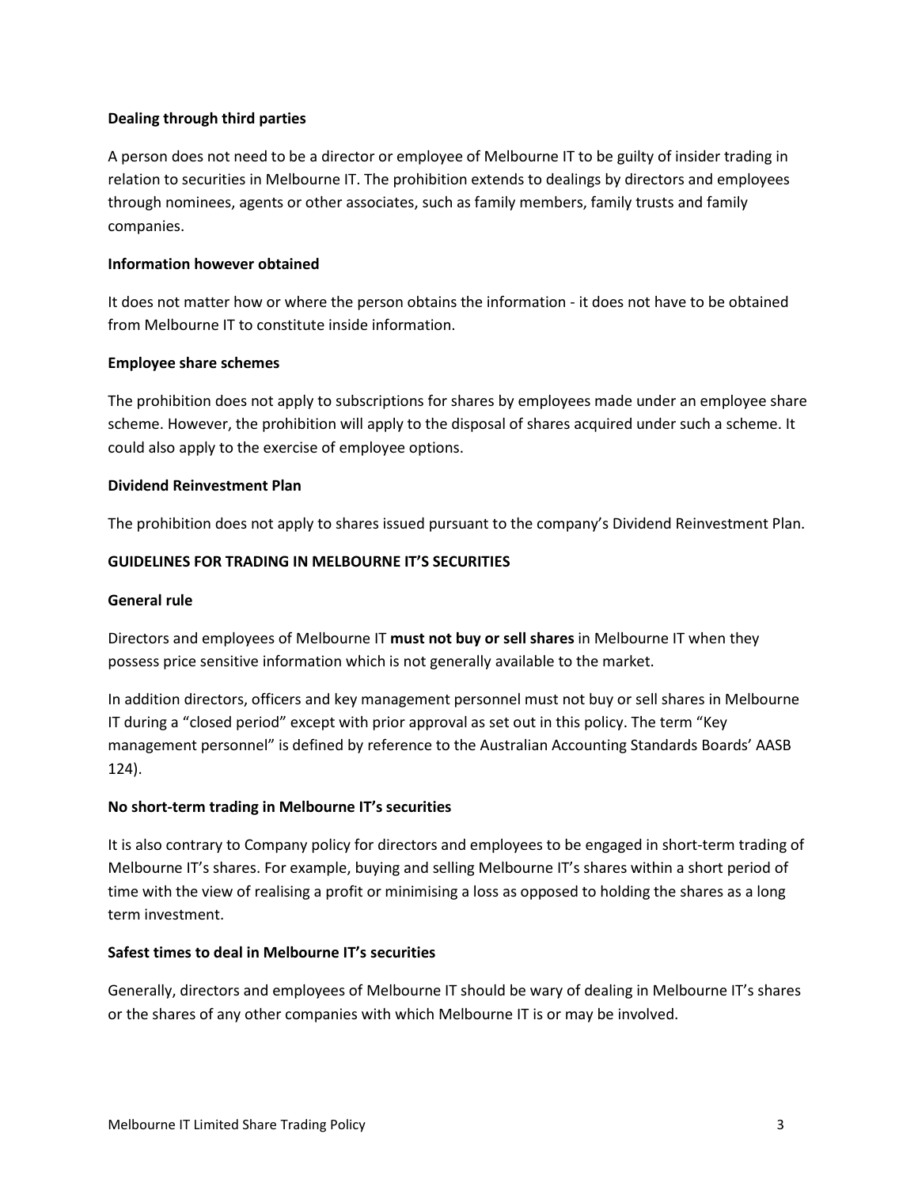**Dealing through third parties**

A person does not need to be a director or employee of Melbourne IT to be guilty of insider trading in relation to securities in Melbourne IT. The prohibition extends to dealings by directors and employees through nominees, agents or other associates, such as family members, family trusts and family companies.

**Information however obtained**

It does not matter how or where the person obtains the information - it does not have to be obtained from Melbourne IT to constitute inside information.

**Employee share schemes**

The prohibition does not apply to subscriptions for shares by employees made under an employee share scheme. However, the prohibition will apply to the disposal of shares acquired under such a scheme. It could also apply to the exercise of employee options.

**Dividend Reinvestment Plan**

The prohibition does not apply to shares issued pursuant to the company's Dividend Reinvestment Plan.

## GUIDELINES FOR TRADING IN MELBOURNE IT'S SECURITIES

**General rule**

Directors and employees of Melbourne IT **must not buy or sell shares** in Melbourne IT when they possess price sensitive information which is not generally available to the market.

In addition directors, officers and key management personnel must not buy or sell shares in Melbourne IT during a "closed period" except with prior approval as set out in this policy. The term "Key management personnel" is defined by reference to the Australian Accounting Standards Boards' AASB 124).

**No short-term trading in Melbourne IT's securities**

It is also contrary to Company policy for directors and employees to be engaged in short-term trading of Melbourne IT's shares. For example, buying and selling Melbourne IT's shares within a short period of time with the view of realising a profit or minimising a loss as opposed to holding the shares as a long term investment.

**Safest times to deal in Melbourne IT's securities**

Generally, directors and employees of Melbourne IT should be wary of dealing in Melbourne IT's shares or the shares of any other companies with which Melbourne IT is or may be involved.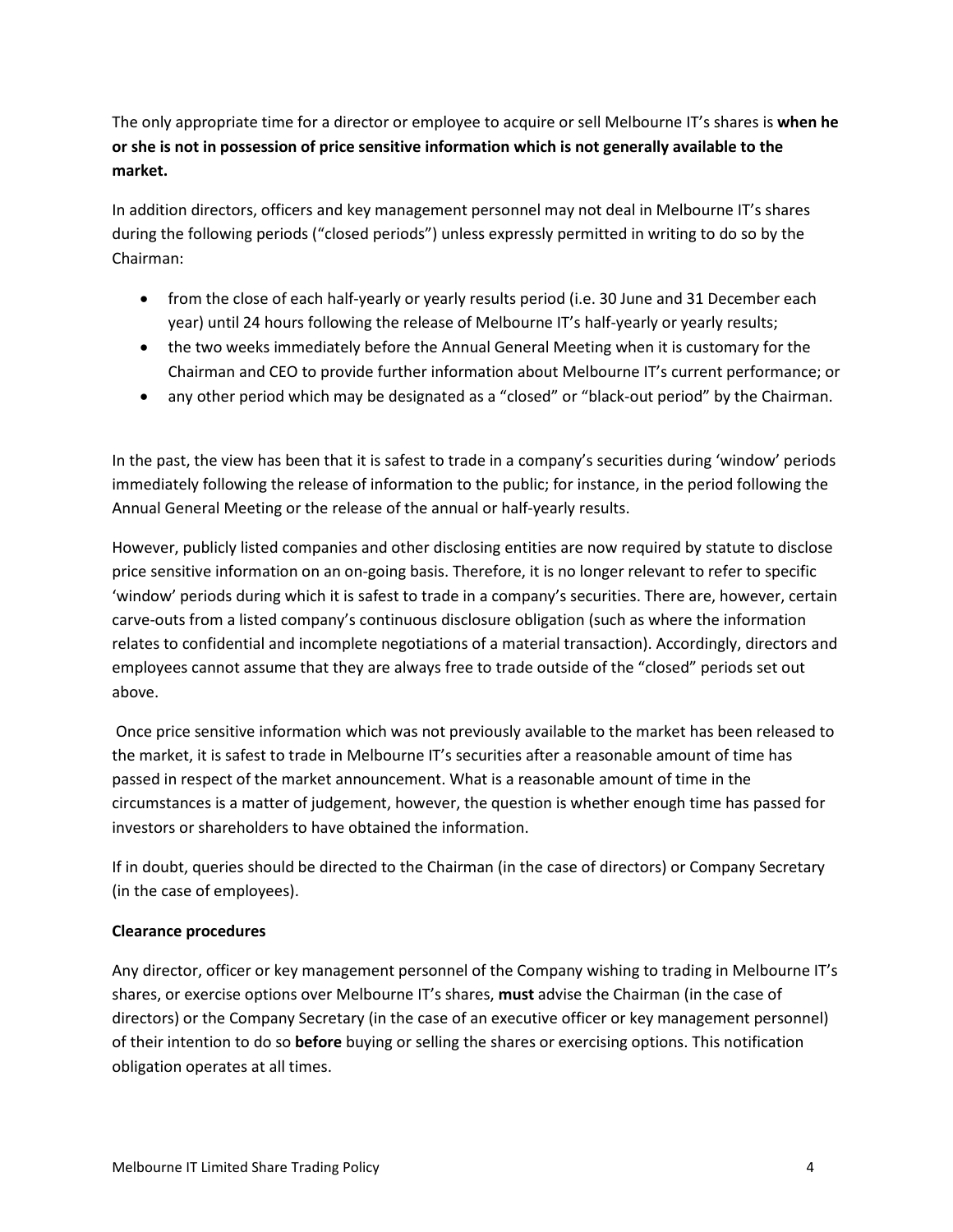The only appropriate time for a director or employee to acquire or sell Melbourne IT's shares is **when he or she is not in possession of price sensitive information which is not generally available to the market.**

In addition directors, officers and key management personnel may not deal in Melbourne IT's shares during the following periods ("closed periods") unless expressly permitted in writing to do so by the Chairman:

- from the close of each half-yearly or yearly results period (i.e. 30 June and 31 December each year) until 24 hours following the release of Melbourne IT's half-yearly or yearly results;
- the two weeks immediately before the Annual General Meeting when it is customary for the Chairman and CEO to provide further information about Melbourne IT's current performance; or
- any other period which may be designated as a "closed" or "black-out period" by the Chairman.

In the past, the view has been that it is safest to trade in a company's securities during 'window' periods immediately following the release of information to the public; for instance, in the period following the Annual General Meeting or the release of the annual or half-yearly results.

However, publicly listed companies and other disclosing entities are now required by statute to disclose price sensitive information on an on-going basis. Therefore, it is no longer relevant to refer to specific 'window' periods during which it is safest to trade in a company's securities. There are, however, certain carve-outs from a listed company's continuous disclosure obligation (such as where the information relates to confidential and incomplete negotiations of a material transaction). Accordingly, directors and employees cannot assume that they are always free to trade outside of the "closed" periods set out above.

Once price sensitive information which was not previously available to the market has been released to the market, it is safest to trade in Melbourne IT's securities after a reasonable amount of time has passed in respect of the market announcement. What is a reasonable amount of time in the circumstances is a matter of judgement, however, the question is whether enough time has passed for investors or shareholders to have obtained the information.

If in doubt, queries should be directed to the Chairman (in the case of directors) or Company Secretary (in the case of employees).

**Clearance procedures**

Any director, officer or key management personnel of the Company wishing to trading in Melbourne IT's shares, or exercise options over Melbourne IT's shares, **must** advise the Chairman (in the case of directors) or the Company Secretary (in the case of an executive officer or key management personnel) of their intention to do so **before** buying or selling the shares or exercising options. This notification obligation operates at all times.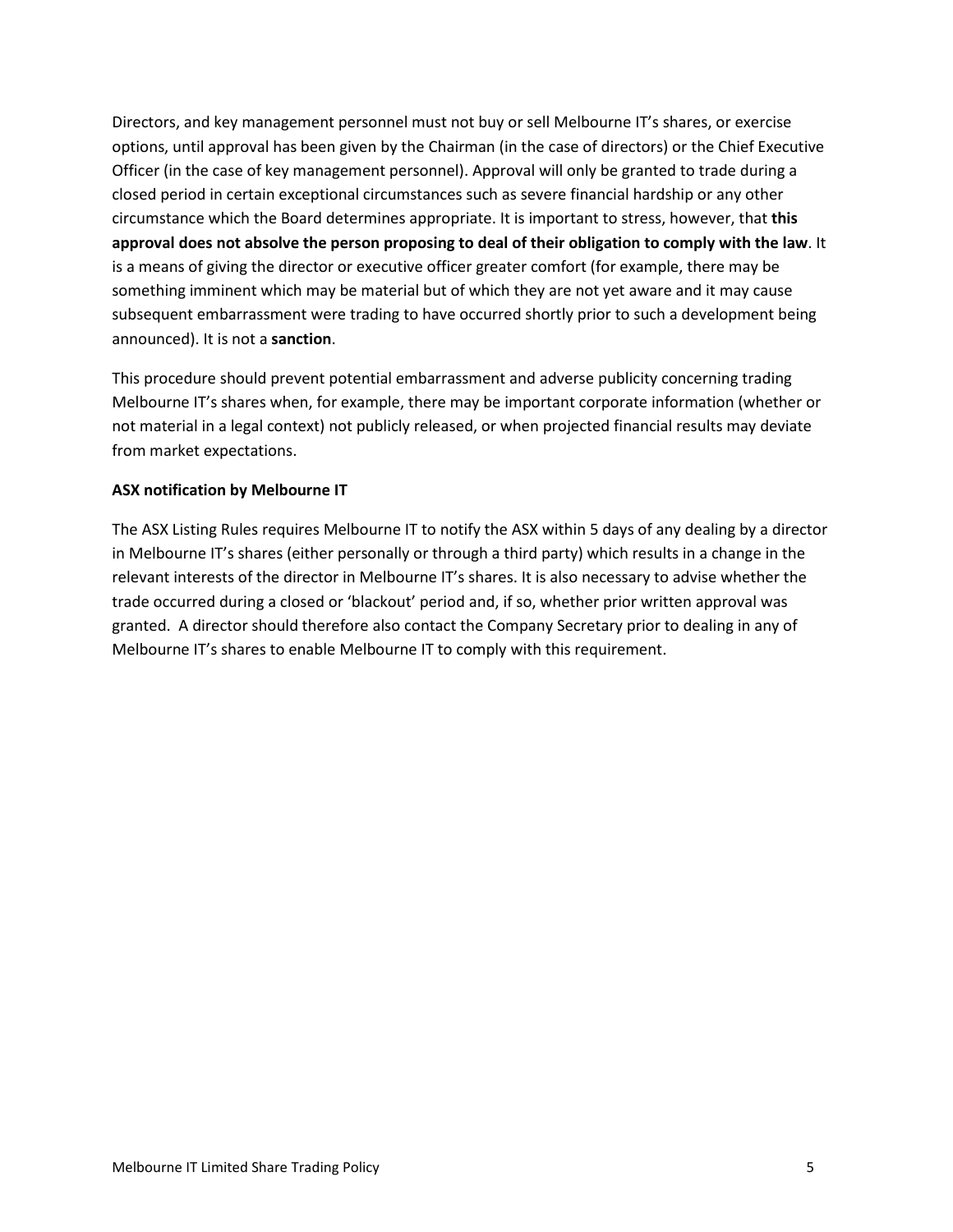Directors, and key management personnel must not buy or sell Melbourne IT's shares, or exercise options, until approval has been given by the Chairman (in the case of directors) or the Chief Executive Officer (in the case of key management personnel). Approval will only be granted to trade during a closed period in certain exceptional circumstances such as severe financial hardship or any other circumstance which the Board determines appropriate. It is important to stress, however, that **this approval does not absolve the person proposing to deal of their obligation to comply with the law**. It is a means of giving the director or executive officer greater comfort (for example, there may be something imminent which may be material but of which they are not yet aware and it may cause subsequent embarrassment were trading to have occurred shortly prior to such a development being announced). It is not a **sanction**.

This procedure should prevent potential embarrassment and adverse publicity concerning trading Melbourne IT's shares when, for example, there may be important corporate information (whether or not material in a legal context) not publicly released, or when projected financial results may deviate from market expectations.

**ASX notification by Melbourne IT**

The ASX Listing Rules requires Melbourne IT to notify the ASX within 5 days of any dealing by a director in Melbourne IT's shares (either personally or through a third party) which results in a change in the relevant interests of the director in Melbourne IT's shares. It is also necessary to advise whether the trade occurred during a closed or 'blackout' period and, if so, whether prior written approval was granted. A director should therefore also contact the Company Secretary prior to dealing in any of Melbourne IT's shares to enable Melbourne IT to comply with this requirement.